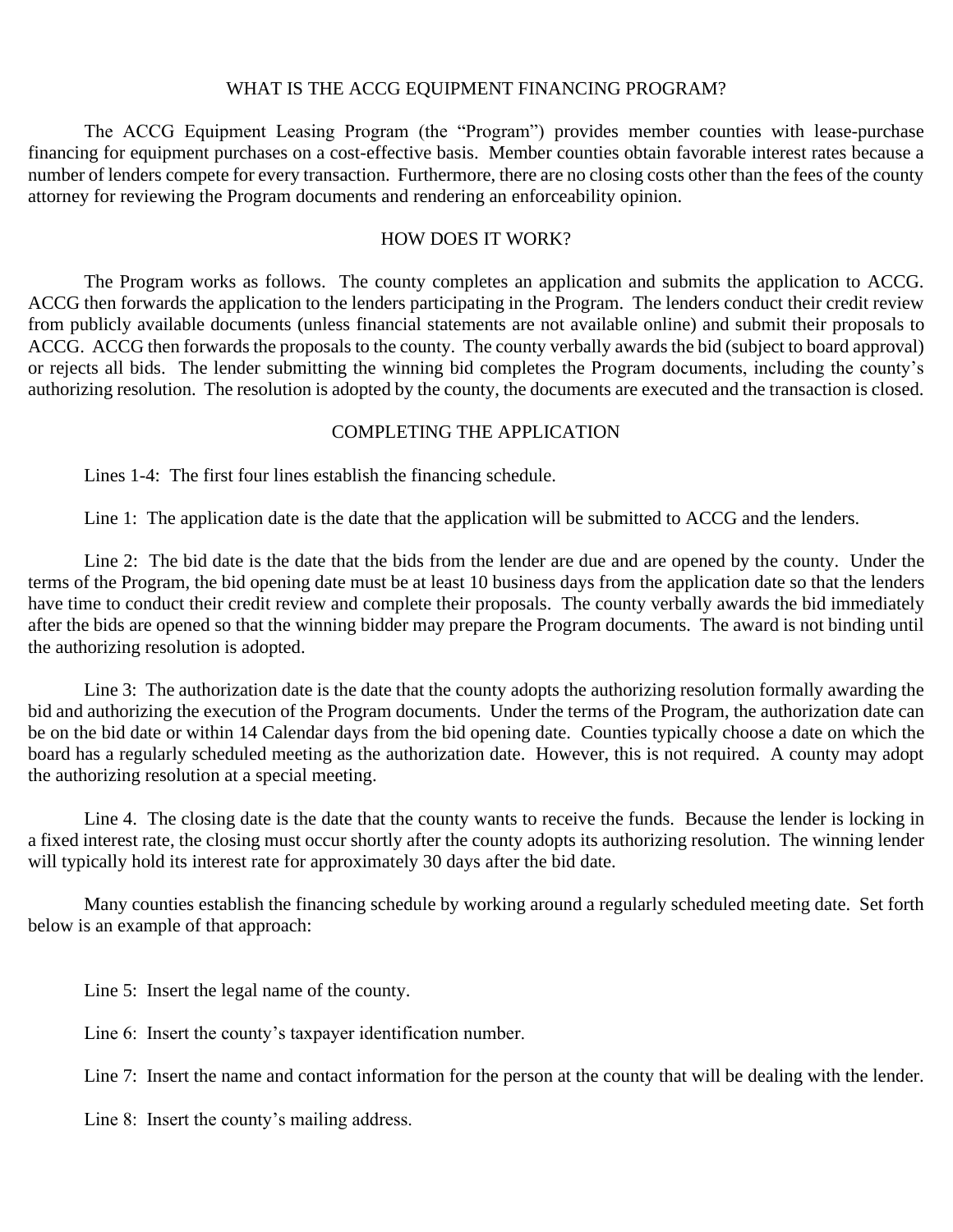## WHAT IS THE ACCG EQUIPMENT FINANCING PROGRAM?

The ACCG Equipment Leasing Program (the "Program") provides member counties with lease-purchase financing for equipment purchases on a cost-effective basis. Member counties obtain favorable interest rates because a number of lenders compete for every transaction. Furthermore, there are no closing costs other than the fees of the county attorney for reviewing the Program documents and rendering an enforceability opinion.

## HOW DOES IT WORK?

The Program works as follows. The county completes an application and submits the application to ACCG. ACCG then forwards the application to the lenders participating in the Program. The lenders conduct their credit review from publicly available documents (unless financial statements are not available online) and submit their proposals to ACCG. ACCG then forwards the proposals to the county. The county verbally awards the bid (subject to board approval) or rejects all bids. The lender submitting the winning bid completes the Program documents, including the county's authorizing resolution. The resolution is adopted by the county, the documents are executed and the transaction is closed.

## COMPLETING THE APPLICATION

Lines 1-4: The first four lines establish the financing schedule.

Line 1: The application date is the date that the application will be submitted to ACCG and the lenders.

Line 2: The bid date is the date that the bids from the lender are due and are opened by the county. Under the terms of the Program, the bid opening date must be at least 10 business days from the application date so that the lenders have time to conduct their credit review and complete their proposals. The county verbally awards the bid immediately after the bids are opened so that the winning bidder may prepare the Program documents. The award is not binding until the authorizing resolution is adopted.

Line 3: The authorization date is the date that the county adopts the authorizing resolution formally awarding the bid and authorizing the execution of the Program documents. Under the terms of the Program, the authorization date can be on the bid date or within 14 Calendar days from the bid opening date. Counties typically choose a date on which the board has a regularly scheduled meeting as the authorization date. However, this is not required. A county may adopt the authorizing resolution at a special meeting.

Line 4. The closing date is the date that the county wants to receive the funds. Because the lender is locking in a fixed interest rate, the closing must occur shortly after the county adopts its authorizing resolution. The winning lender will typically hold its interest rate for approximately 30 days after the bid date.

Many counties establish the financing schedule by working around a regularly scheduled meeting date. Set forth below is an example of that approach:

Line 5: Insert the legal name of the county.

Line 6: Insert the county's taxpayer identification number.

Line 7: Insert the name and contact information for the person at the county that will be dealing with the lender.

Line 8: Insert the county's mailing address.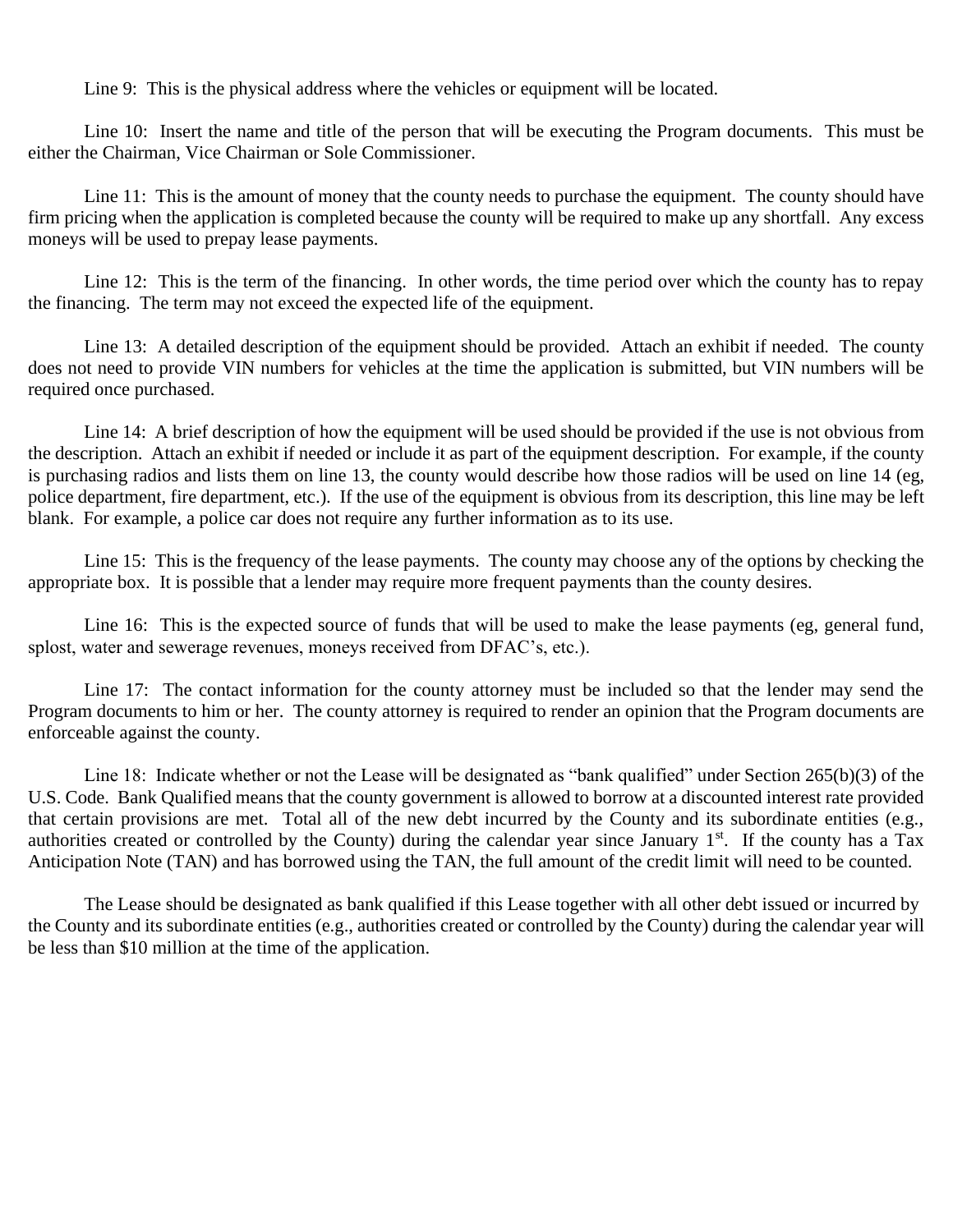Line 9: This is the physical address where the vehicles or equipment will be located.

Line 10: Insert the name and title of the person that will be executing the Program documents. This must be either the Chairman, Vice Chairman or Sole Commissioner.

Line 11: This is the amount of money that the county needs to purchase the equipment. The county should have firm pricing when the application is completed because the county will be required to make up any shortfall. Any excess moneys will be used to prepay lease payments.

Line 12: This is the term of the financing. In other words, the time period over which the county has to repay the financing. The term may not exceed the expected life of the equipment.

Line 13: A detailed description of the equipment should be provided. Attach an exhibit if needed. The county does not need to provide VIN numbers for vehicles at the time the application is submitted, but VIN numbers will be required once purchased.

Line 14: A brief description of how the equipment will be used should be provided if the use is not obvious from the description. Attach an exhibit if needed or include it as part of the equipment description. For example, if the county is purchasing radios and lists them on line 13, the county would describe how those radios will be used on line 14 (eg, police department, fire department, etc.). If the use of the equipment is obvious from its description, this line may be left blank. For example, a police car does not require any further information as to its use.

Line 15: This is the frequency of the lease payments. The county may choose any of the options by checking the appropriate box. It is possible that a lender may require more frequent payments than the county desires.

Line 16: This is the expected source of funds that will be used to make the lease payments (eg, general fund, splost, water and sewerage revenues, moneys received from DFAC's, etc.).

Line 17: The contact information for the county attorney must be included so that the lender may send the Program documents to him or her. The county attorney is required to render an opinion that the Program documents are enforceable against the county.

Line 18: Indicate whether or not the Lease will be designated as "bank qualified" under Section 265(b)(3) of the U.S. Code. Bank Qualified means that the county government is allowed to borrow at a discounted interest rate provided that certain provisions are met. Total all of the new debt incurred by the County and its subordinate entities (e.g., authorities created or controlled by the County) during the calendar year since January 1st. If the county has a Tax Anticipation Note (TAN) and has borrowed using the TAN, the full amount of the credit limit will need to be counted.

The Lease should be designated as bank qualified if this Lease together with all other debt issued or incurred by the County and its subordinate entities (e.g., authorities created or controlled by the County) during the calendar year will be less than $10 million at the time of the application.